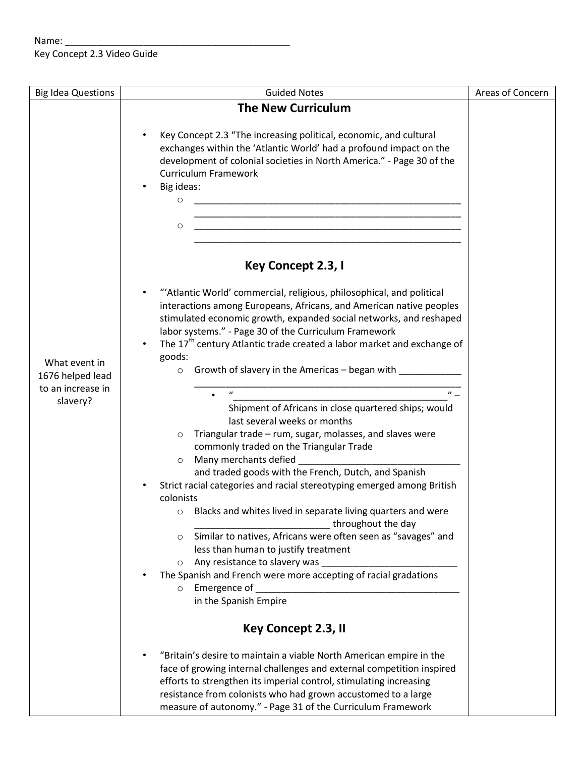Name: ____________________________________________

Key Concept 2.3 Video Guide

| Big Idea Questions | Guided Notes | Areas of Concern |
|---|---|---|
| | **The New Curriculum**<br><br>• Key Concept 2.3 "The increasing political, economic, and cultural exchanges within the 'Atlantic World' had a profound impact on the development of colonial societies in North America." - Page 30 of the Curriculum Framework<br>• Big ideas:<br>  ○ ______________________________________________________ ______________________________________________________<br>  ○ ______________________________________________________ ______________________________________________________<br><br>**Key Concept 2.3, I**<br><br>• "'Atlantic World' commercial, religious, philosophical, and political interactions among Europeans, Africans, and American native peoples stimulated economic growth, expanded social networks, and reshaped labor systems." - Page 30 of the Curriculum Framework<br>• The 17th century Atlantic trade created a labor market and exchange of goods:<br>  ○ Growth of slavery in the Americas – began with ____________ ______________________________________________________<br>    • "____________________________________________" – Shipment of Africans in close quartered ships; would last several weeks or months<br>  ○ Triangular trade – rum, sugar, molasses, and slaves were commonly traded on the Triangular Trade<br>  ○ Many merchants defied ________________________________ and traded goods with the French, Dutch, and Spanish<br>• Strict racial categories and racial stereotyping emerged among British colonists<br>  ○ Blacks and whites lived in separate living quarters and were __________________________ throughout the day<br>  ○ Similar to natives, Africans were often seen as "savages" and less than human to justify treatment<br>  ○ Any resistance to slavery was __________________________<br>• The Spanish and French were more accepting of racial gradations<br>  ○ Emergence of _________________________________________ in the Spanish Empire<br><br>**Key Concept 2.3, II**<br><br>• "Britain's desire to maintain a viable North American empire in the face of growing internal challenges and external competition inspired efforts to strengthen its imperial control, stimulating increasing resistance from colonists who had grown accustomed to a large measure of autonomy." - Page 31 of the Curriculum Framework | |
| What event in 1676 helped lead to an increase in slavery? | | |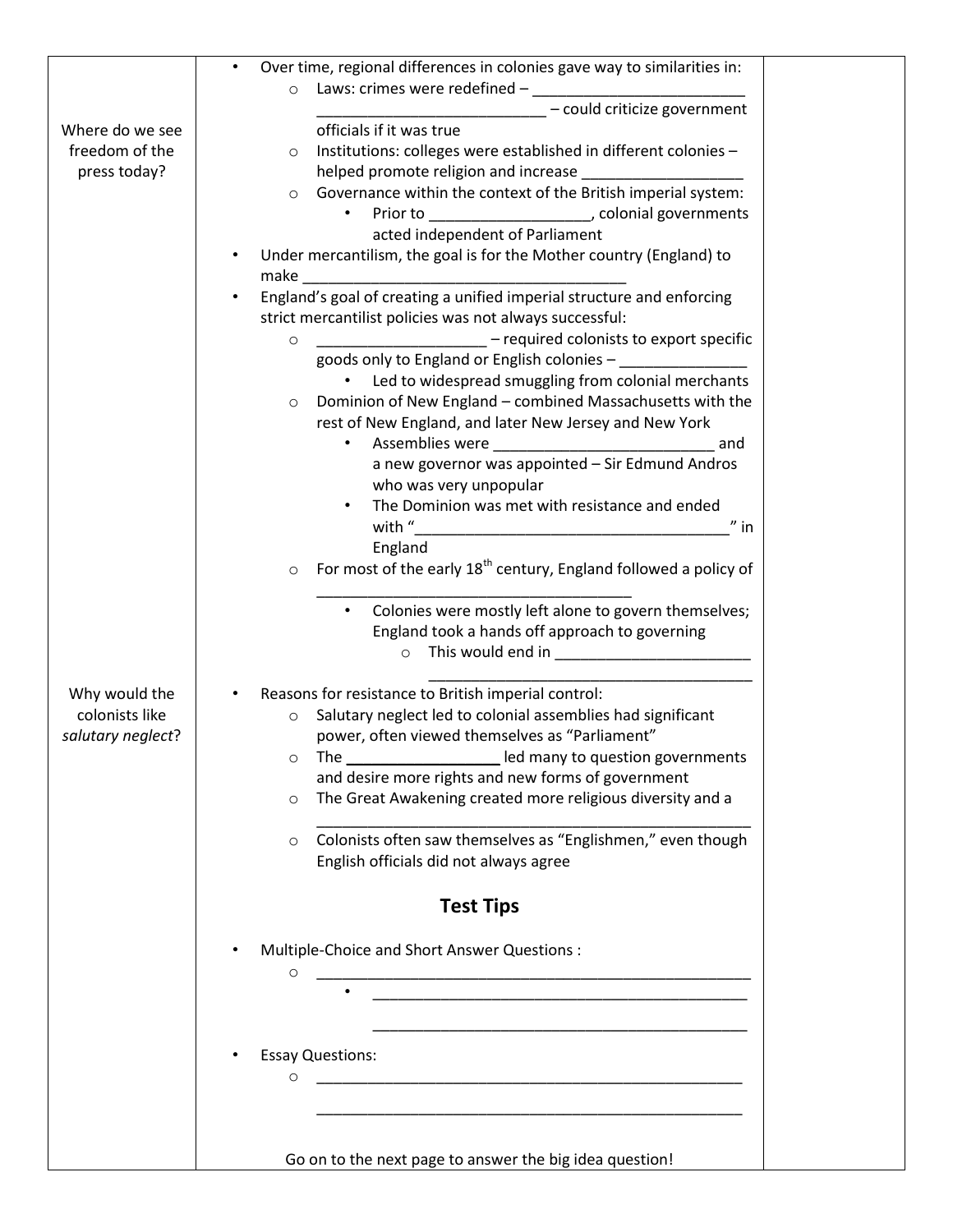| | | |
|---|---|---|
| Where do we see freedom of the press today?<br><br>Why would the colonists like *salutary neglect*? | • Over time, regional differences in colonies gave way to similarities in:<br>  ○ Laws: crimes were redefined – _________________________ _________________________ – could criticize government officials if it was true<br>  ○ Institutions: colleges were established in different colonies – helped promote religion and increase __________________<br>  ○ Governance within the context of the British imperial system:<br>    • Prior to __________________, colonial governments acted independent of Parliament<br>• Under mercantilism, the goal is for the Mother country (England) to make ______________________________________<br>• England's goal of creating a unified imperial structure and enforcing strict mercantilist policies was not always successful:<br>  ○ ___________________ – required colonists to export specific goods only to England or English colonies – _______________<br>    • Led to widespread smuggling from colonial merchants<br>  ○ Dominion of New England – combined Massachusetts with the rest of New England, and later New Jersey and New York<br>    • Assemblies were _________________________ and a new governor was appointed – Sir Edmund Andros who was very unpopular<br>    • The Dominion was met with resistance and ended with "____________________________________" in England<br>  ○ For most of the early 18th century, England followed a policy of ____________________________________<br>    • Colonies were mostly left alone to govern themselves; England took a hands off approach to governing<br>      ○ This would end in _______________________ ______________________________________<br>• Reasons for resistance to British imperial control:<br>  ○ Salutary neglect led to colonial assemblies had significant power, often viewed themselves as "Parliament"<br>  ○ The __________________ led many to question governments and desire more rights and new forms of government<br>  ○ The Great Awakening created more religious diversity and a ____________________________________________________<br>  ○ Colonists often saw themselves as "Englishmen," even though English officials did not always agree<br><br>**Test Tips**<br><br>• Multiple-Choice and Short Answer Questions :<br>  ○ ____________________________________________________<br>    • ______________________________________________ ______________________________________________<br>• Essay Questions:<br>  ○ ____________________________________________________ ____________________________________________________<br><br>Go on to the next page to answer the big idea question! | |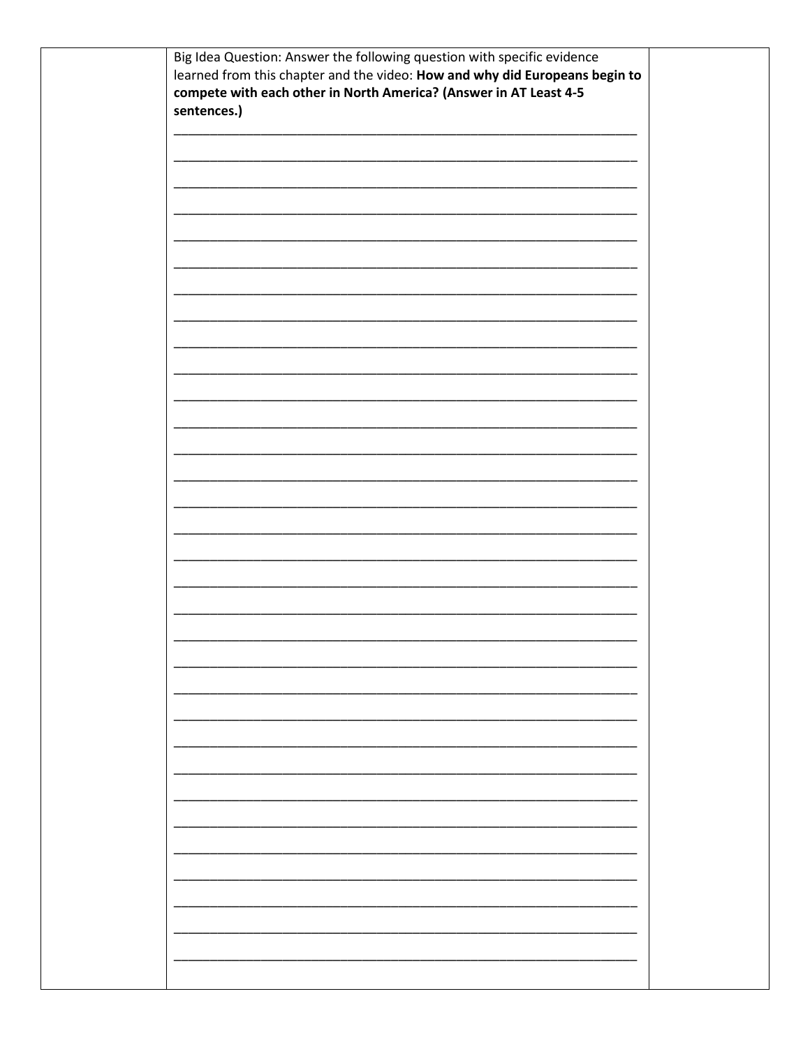Big Idea Question: Answer the following question with specific evidence learned from this chapter and the video: **How and why did Europeans begin to compete with each other in North America? (Answer in AT Least 4-5 sentences.)**

___________________________________________________________________

___________________________________________________________________

___________________________________________________________________

___________________________________________________________________

___________________________________________________________________

___________________________________________________________________

___________________________________________________________________

___________________________________________________________________

___________________________________________________________________

___________________________________________________________________

___________________________________________________________________

___________________________________________________________________

___________________________________________________________________

___________________________________________________________________

___________________________________________________________________

___________________________________________________________________

___________________________________________________________________

___________________________________________________________________

___________________________________________________________________

___________________________________________________________________

___________________________________________________________________

___________________________________________________________________

___________________________________________________________________

___________________________________________________________________

___________________________________________________________________

___________________________________________________________________

___________________________________________________________________

___________________________________________________________________

___________________________________________________________________

___________________________________________________________________

___________________________________________________________________

___________________________________________________________________